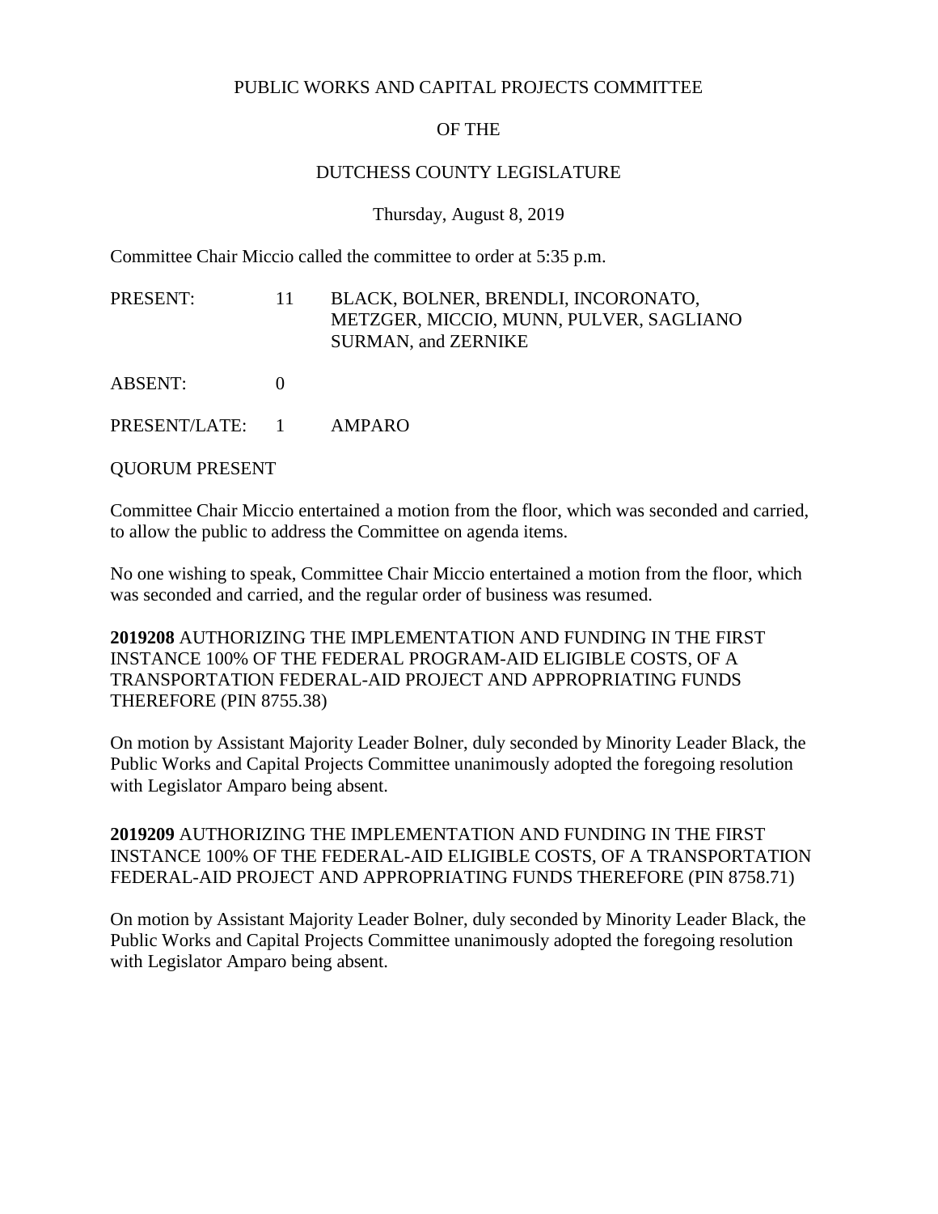PUBLIC WORKS AND CAPITAL PROJECTS COMMITTEE

OF THE

DUTCHESS COUNTY LEGISLATURE

Thursday, August 8, 2019

Committee Chair Miccio called the committee to order at 5:35 p.m.

| | | |
|---|---|---|
| PRESENT: | 11 | BLACK, BOLNER, BRENDLI, INCORONATO, METZGER, MICCIO, MUNN, PULVER, SAGLIANO SURMAN, and ZERNIKE |
| ABSENT: | 0 | |
| PRESENT/LATE: | 1 | AMPARO |

QUORUM PRESENT

Committee Chair Miccio entertained a motion from the floor, which was seconded and carried, to allow the public to address the Committee on agenda items.

No one wishing to speak, Committee Chair Miccio entertained a motion from the floor, which was seconded and carried, and the regular order of business was resumed.

**2019208** AUTHORIZING THE IMPLEMENTATION AND FUNDING IN THE FIRST INSTANCE 100% OF THE FEDERAL PROGRAM-AID ELIGIBLE COSTS, OF A TRANSPORTATION FEDERAL-AID PROJECT AND APPROPRIATING FUNDS THEREFORE (PIN 8755.38)

On motion by Assistant Majority Leader Bolner, duly seconded by Minority Leader Black, the Public Works and Capital Projects Committee unanimously adopted the foregoing resolution with Legislator Amparo being absent.

**2019209** AUTHORIZING THE IMPLEMENTATION AND FUNDING IN THE FIRST INSTANCE 100% OF THE FEDERAL-AID ELIGIBLE COSTS, OF A TRANSPORTATION FEDERAL-AID PROJECT AND APPROPRIATING FUNDS THEREFORE (PIN 8758.71)

On motion by Assistant Majority Leader Bolner, duly seconded by Minority Leader Black, the Public Works and Capital Projects Committee unanimously adopted the foregoing resolution with Legislator Amparo being absent.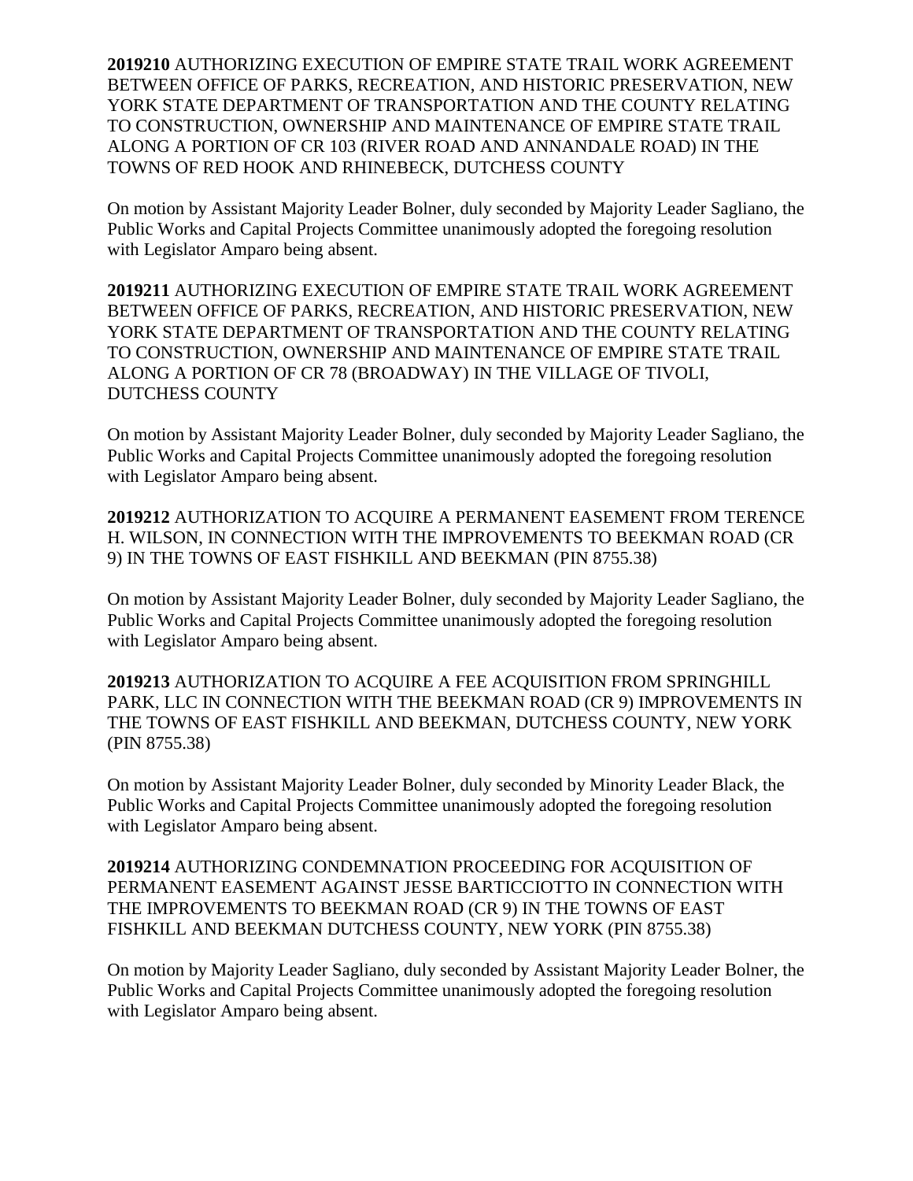**2019210** AUTHORIZING EXECUTION OF EMPIRE STATE TRAIL WORK AGREEMENT BETWEEN OFFICE OF PARKS, RECREATION, AND HISTORIC PRESERVATION, NEW YORK STATE DEPARTMENT OF TRANSPORTATION AND THE COUNTY RELATING TO CONSTRUCTION, OWNERSHIP AND MAINTENANCE OF EMPIRE STATE TRAIL ALONG A PORTION OF CR 103 (RIVER ROAD AND ANNANDALE ROAD) IN THE TOWNS OF RED HOOK AND RHINEBECK, DUTCHESS COUNTY

On motion by Assistant Majority Leader Bolner, duly seconded by Majority Leader Sagliano, the Public Works and Capital Projects Committee unanimously adopted the foregoing resolution with Legislator Amparo being absent.

**2019211** AUTHORIZING EXECUTION OF EMPIRE STATE TRAIL WORK AGREEMENT BETWEEN OFFICE OF PARKS, RECREATION, AND HISTORIC PRESERVATION, NEW YORK STATE DEPARTMENT OF TRANSPORTATION AND THE COUNTY RELATING TO CONSTRUCTION, OWNERSHIP AND MAINTENANCE OF EMPIRE STATE TRAIL ALONG A PORTION OF CR 78 (BROADWAY) IN THE VILLAGE OF TIVOLI, DUTCHESS COUNTY

On motion by Assistant Majority Leader Bolner, duly seconded by Majority Leader Sagliano, the Public Works and Capital Projects Committee unanimously adopted the foregoing resolution with Legislator Amparo being absent.

**2019212** AUTHORIZATION TO ACQUIRE A PERMANENT EASEMENT FROM TERENCE H. WILSON, IN CONNECTION WITH THE IMPROVEMENTS TO BEEKMAN ROAD (CR 9) IN THE TOWNS OF EAST FISHKILL AND BEEKMAN (PIN 8755.38)

On motion by Assistant Majority Leader Bolner, duly seconded by Majority Leader Sagliano, the Public Works and Capital Projects Committee unanimously adopted the foregoing resolution with Legislator Amparo being absent.

**2019213** AUTHORIZATION TO ACQUIRE A FEE ACQUISITION FROM SPRINGHILL PARK, LLC IN CONNECTION WITH THE BEEKMAN ROAD (CR 9) IMPROVEMENTS IN THE TOWNS OF EAST FISHKILL AND BEEKMAN, DUTCHESS COUNTY, NEW YORK (PIN 8755.38)

On motion by Assistant Majority Leader Bolner, duly seconded by Minority Leader Black, the Public Works and Capital Projects Committee unanimously adopted the foregoing resolution with Legislator Amparo being absent.

**2019214** AUTHORIZING CONDEMNATION PROCEEDING FOR ACQUISITION OF PERMANENT EASEMENT AGAINST JESSE BARTICCIOTTO IN CONNECTION WITH THE IMPROVEMENTS TO BEEKMAN ROAD (CR 9) IN THE TOWNS OF EAST FISHKILL AND BEEKMAN DUTCHESS COUNTY, NEW YORK (PIN 8755.38)

On motion by Majority Leader Sagliano, duly seconded by Assistant Majority Leader Bolner, the Public Works and Capital Projects Committee unanimously adopted the foregoing resolution with Legislator Amparo being absent.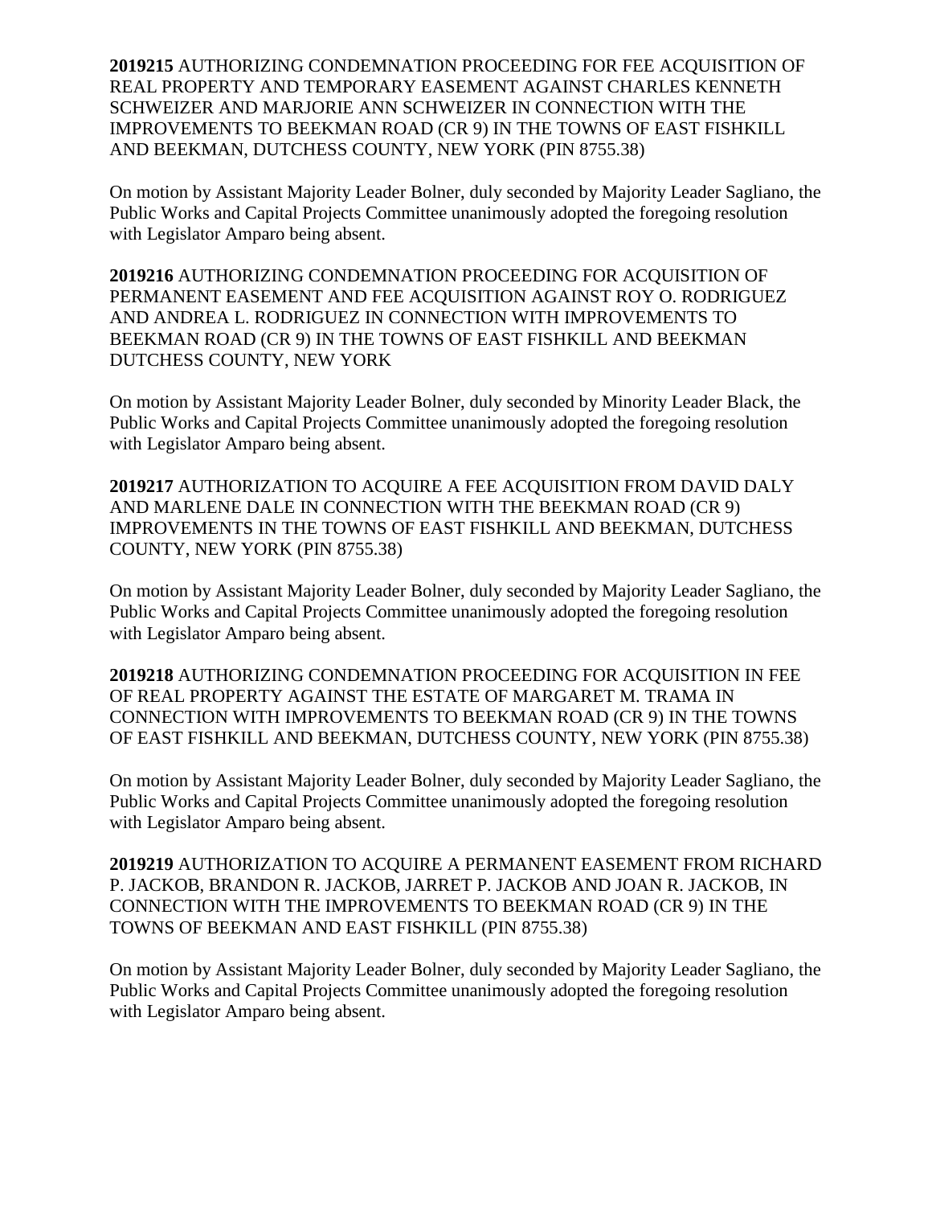**2019215** AUTHORIZING CONDEMNATION PROCEEDING FOR FEE ACQUISITION OF REAL PROPERTY AND TEMPORARY EASEMENT AGAINST CHARLES KENNETH SCHWEIZER AND MARJORIE ANN SCHWEIZER IN CONNECTION WITH THE IMPROVEMENTS TO BEEKMAN ROAD (CR 9) IN THE TOWNS OF EAST FISHKILL AND BEEKMAN, DUTCHESS COUNTY, NEW YORK (PIN 8755.38)

On motion by Assistant Majority Leader Bolner, duly seconded by Majority Leader Sagliano, the Public Works and Capital Projects Committee unanimously adopted the foregoing resolution with Legislator Amparo being absent.

**2019216** AUTHORIZING CONDEMNATION PROCEEDING FOR ACQUISITION OF PERMANENT EASEMENT AND FEE ACQUISITION AGAINST ROY O. RODRIGUEZ AND ANDREA L. RODRIGUEZ IN CONNECTION WITH IMPROVEMENTS TO BEEKMAN ROAD (CR 9) IN THE TOWNS OF EAST FISHKILL AND BEEKMAN DUTCHESS COUNTY, NEW YORK

On motion by Assistant Majority Leader Bolner, duly seconded by Minority Leader Black, the Public Works and Capital Projects Committee unanimously adopted the foregoing resolution with Legislator Amparo being absent.

**2019217** AUTHORIZATION TO ACQUIRE A FEE ACQUISITION FROM DAVID DALY AND MARLENE DALE IN CONNECTION WITH THE BEEKMAN ROAD (CR 9) IMPROVEMENTS IN THE TOWNS OF EAST FISHKILL AND BEEKMAN, DUTCHESS COUNTY, NEW YORK (PIN 8755.38)

On motion by Assistant Majority Leader Bolner, duly seconded by Majority Leader Sagliano, the Public Works and Capital Projects Committee unanimously adopted the foregoing resolution with Legislator Amparo being absent.

**2019218** AUTHORIZING CONDEMNATION PROCEEDING FOR ACQUISITION IN FEE OF REAL PROPERTY AGAINST THE ESTATE OF MARGARET M. TRAMA IN CONNECTION WITH IMPROVEMENTS TO BEEKMAN ROAD (CR 9) IN THE TOWNS OF EAST FISHKILL AND BEEKMAN, DUTCHESS COUNTY, NEW YORK (PIN 8755.38)

On motion by Assistant Majority Leader Bolner, duly seconded by Majority Leader Sagliano, the Public Works and Capital Projects Committee unanimously adopted the foregoing resolution with Legislator Amparo being absent.

**2019219** AUTHORIZATION TO ACQUIRE A PERMANENT EASEMENT FROM RICHARD P. JACKOB, BRANDON R. JACKOB, JARRET P. JACKOB AND JOAN R. JACKOB, IN CONNECTION WITH THE IMPROVEMENTS TO BEEKMAN ROAD (CR 9) IN THE TOWNS OF BEEKMAN AND EAST FISHKILL (PIN 8755.38)

On motion by Assistant Majority Leader Bolner, duly seconded by Majority Leader Sagliano, the Public Works and Capital Projects Committee unanimously adopted the foregoing resolution with Legislator Amparo being absent.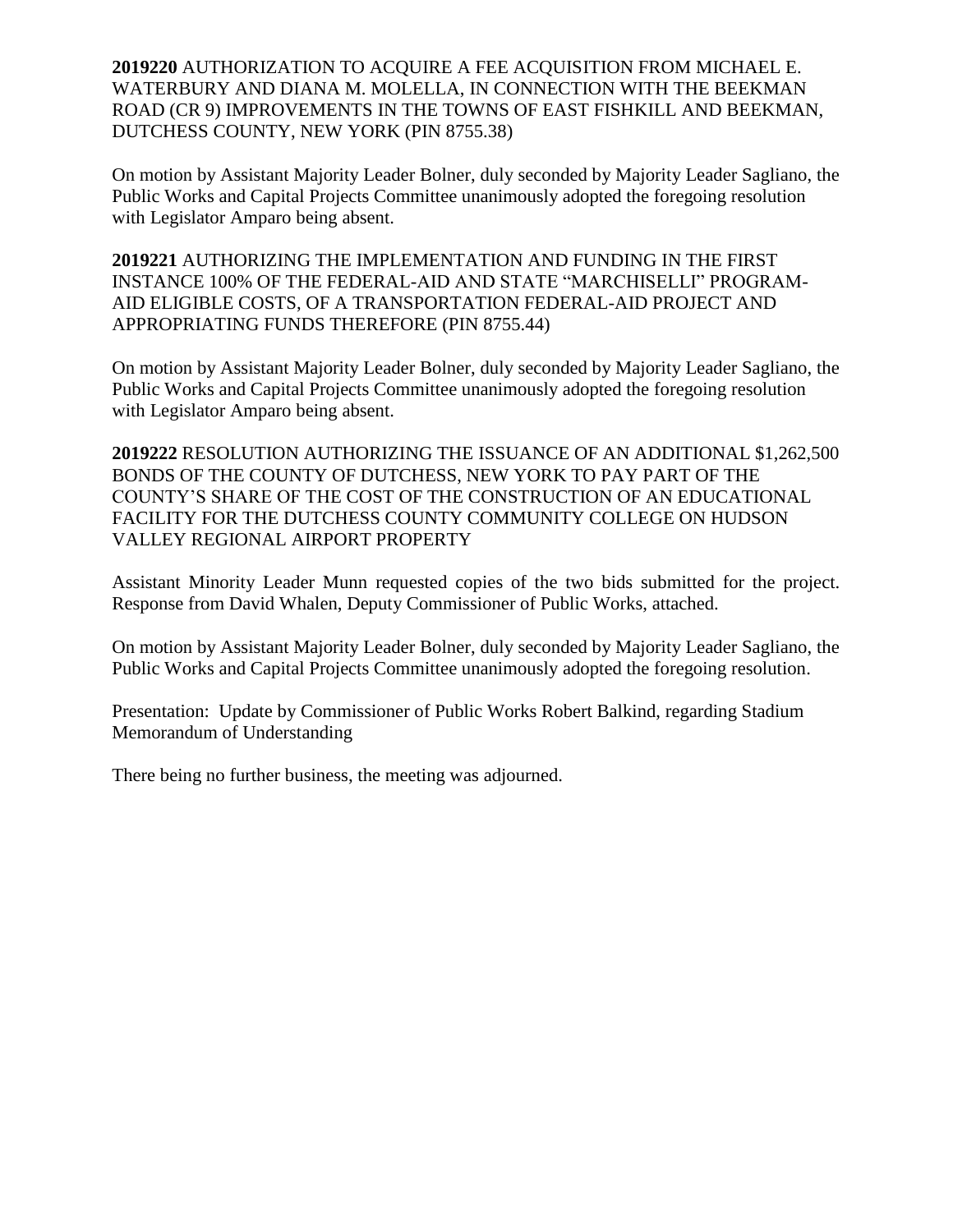**2019220** AUTHORIZATION TO ACQUIRE A FEE ACQUISITION FROM MICHAEL E. WATERBURY AND DIANA M. MOLELLA, IN CONNECTION WITH THE BEEKMAN ROAD (CR 9) IMPROVEMENTS IN THE TOWNS OF EAST FISHKILL AND BEEKMAN, DUTCHESS COUNTY, NEW YORK (PIN 8755.38)

On motion by Assistant Majority Leader Bolner, duly seconded by Majority Leader Sagliano, the Public Works and Capital Projects Committee unanimously adopted the foregoing resolution with Legislator Amparo being absent.

**2019221** AUTHORIZING THE IMPLEMENTATION AND FUNDING IN THE FIRST INSTANCE 100% OF THE FEDERAL-AID AND STATE "MARCHISELLI" PROGRAM-AID ELIGIBLE COSTS, OF A TRANSPORTATION FEDERAL-AID PROJECT AND APPROPRIATING FUNDS THEREFORE (PIN 8755.44)

On motion by Assistant Majority Leader Bolner, duly seconded by Majority Leader Sagliano, the Public Works and Capital Projects Committee unanimously adopted the foregoing resolution with Legislator Amparo being absent.

**2019222** RESOLUTION AUTHORIZING THE ISSUANCE OF AN ADDITIONAL $1,262,500 BONDS OF THE COUNTY OF DUTCHESS, NEW YORK TO PAY PART OF THE COUNTY'S SHARE OF THE COST OF THE CONSTRUCTION OF AN EDUCATIONAL FACILITY FOR THE DUTCHESS COUNTY COMMUNITY COLLEGE ON HUDSON VALLEY REGIONAL AIRPORT PROPERTY

Assistant Minority Leader Munn requested copies of the two bids submitted for the project. Response from David Whalen, Deputy Commissioner of Public Works, attached.

On motion by Assistant Majority Leader Bolner, duly seconded by Majority Leader Sagliano, the Public Works and Capital Projects Committee unanimously adopted the foregoing resolution.

Presentation: Update by Commissioner of Public Works Robert Balkind, regarding Stadium Memorandum of Understanding

There being no further business, the meeting was adjourned.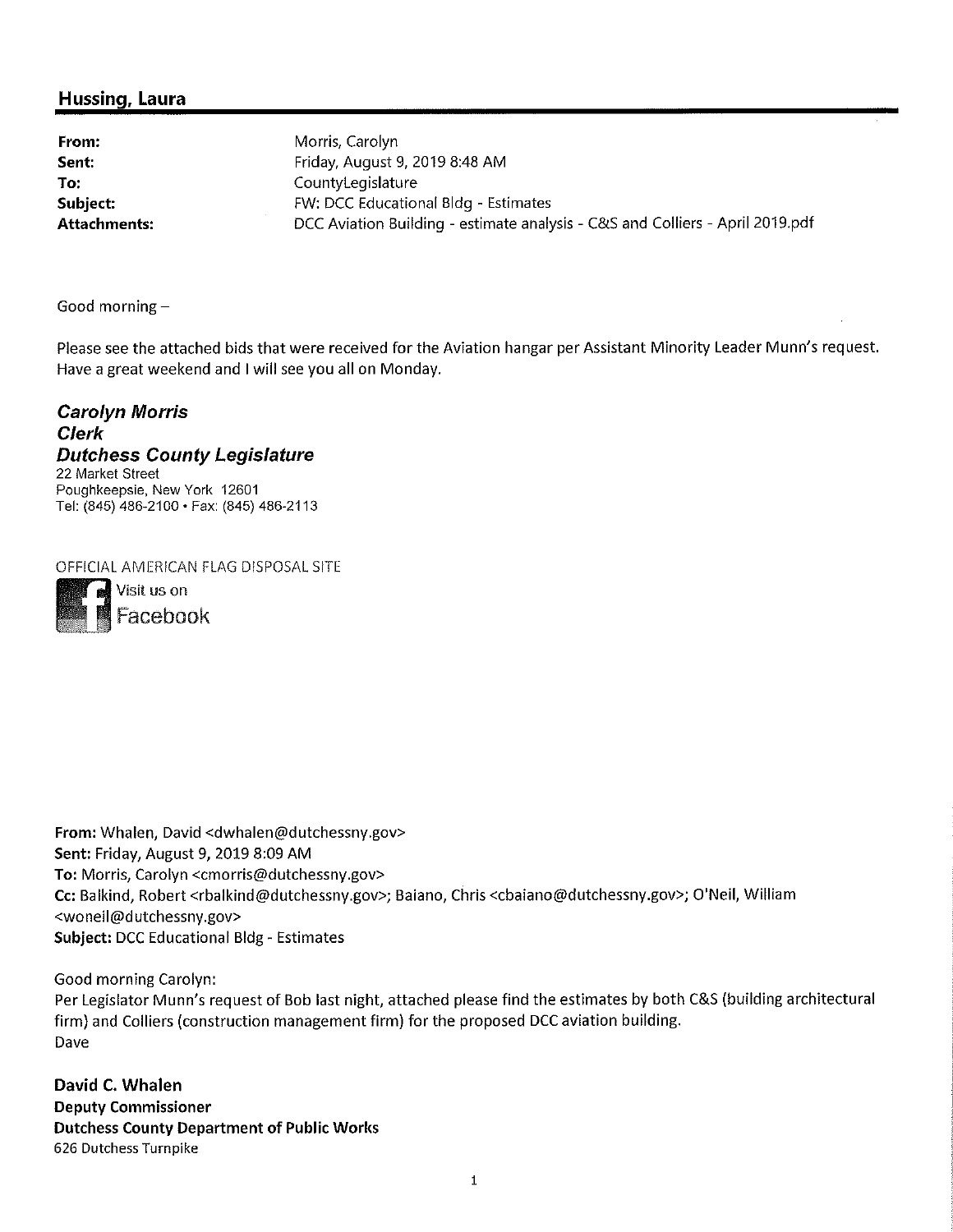## Hussing, Laura

| | |
|---|---|
| **From:** | Morris, Carolyn |
| **Sent:** | Friday, August 9, 2019 8:48 AM |
| **To:** | CountyLegislature |
| **Subject:** | FW: DCC Educational Bldg - Estimates |
| **Attachments:** | DCC Aviation Building - estimate analysis - C&S and Colliers - April 2019.pdf |

Good morning –

Please see the attached bids that were received for the Aviation hangar per Assistant Minority Leader Munn's request. Have a great weekend and I will see you all on Monday.

***Carolyn Morris***
***Clerk***
***Dutchess County Legislature***
22 Market Street
Poughkeepsie, New York 12601
Tel: (845) 486-2100 • Fax: (845) 486-2113

OFFICIAL AMERICAN FLAG DISPOSAL SITE
Visit us on Facebook

**From:** Whalen, David <dwhalen@dutchessny.gov>
**Sent:** Friday, August 9, 2019 8:09 AM
**To:** Morris, Carolyn <cmorris@dutchessny.gov>
**Cc:** Balkind, Robert <rbalkind@dutchessny.gov>; Baiano, Chris <cbaiano@dutchessny.gov>; O'Neil, William <woneil@dutchessny.gov>
**Subject:** DCC Educational Bldg - Estimates

Good morning Carolyn:
Per Legislator Munn's request of Bob last night, attached please find the estimates by both C&S (building architectural firm) and Colliers (construction management firm) for the proposed DCC aviation building.
Dave

**David C. Whalen**
**Deputy Commissioner**
**Dutchess County Department of Public Works**
626 Dutchess Turnpike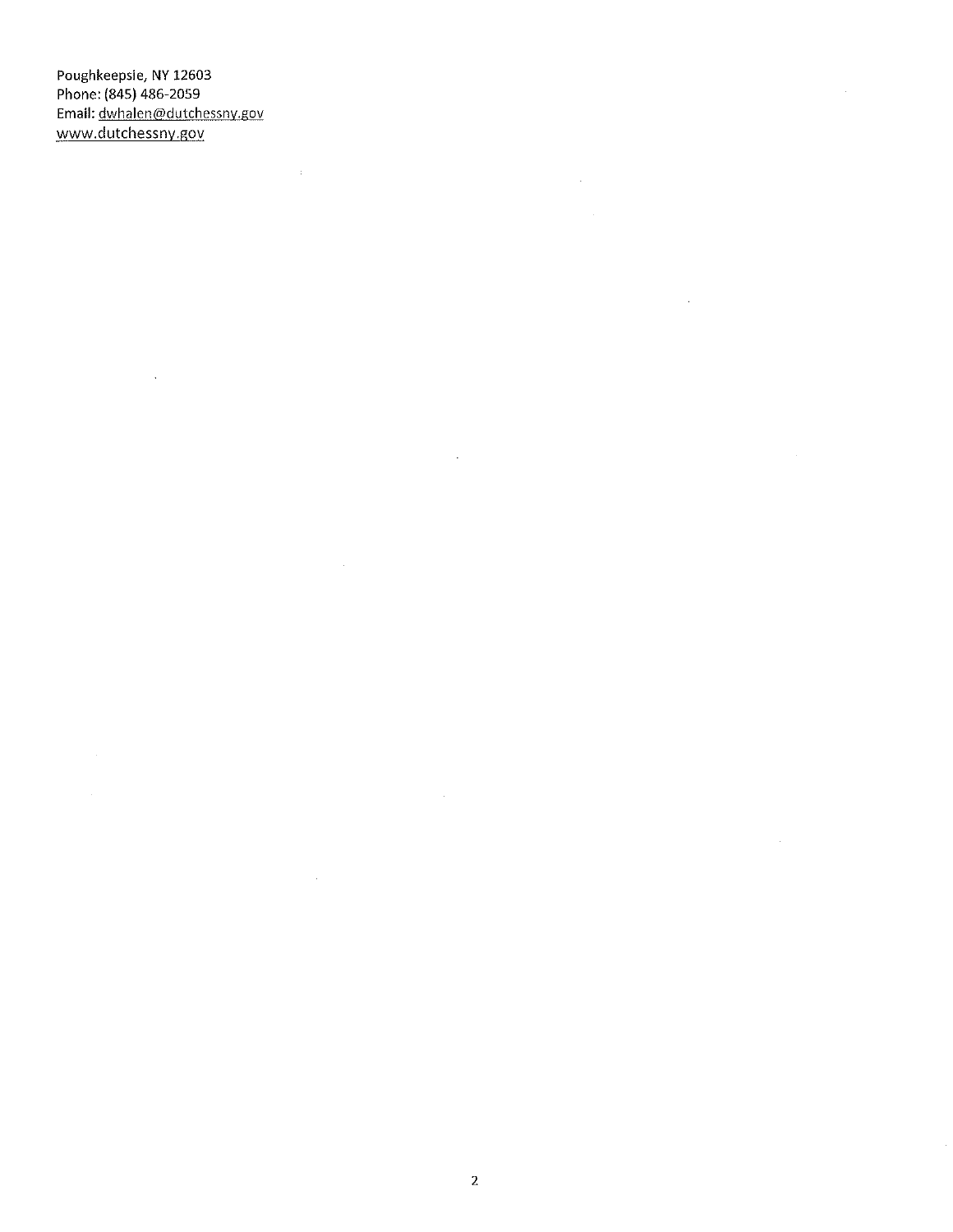Poughkeepsie, NY 12603
Phone: (845) 486-2059
Email: dwhalen@dutchessny.gov
www.dutchessny.gov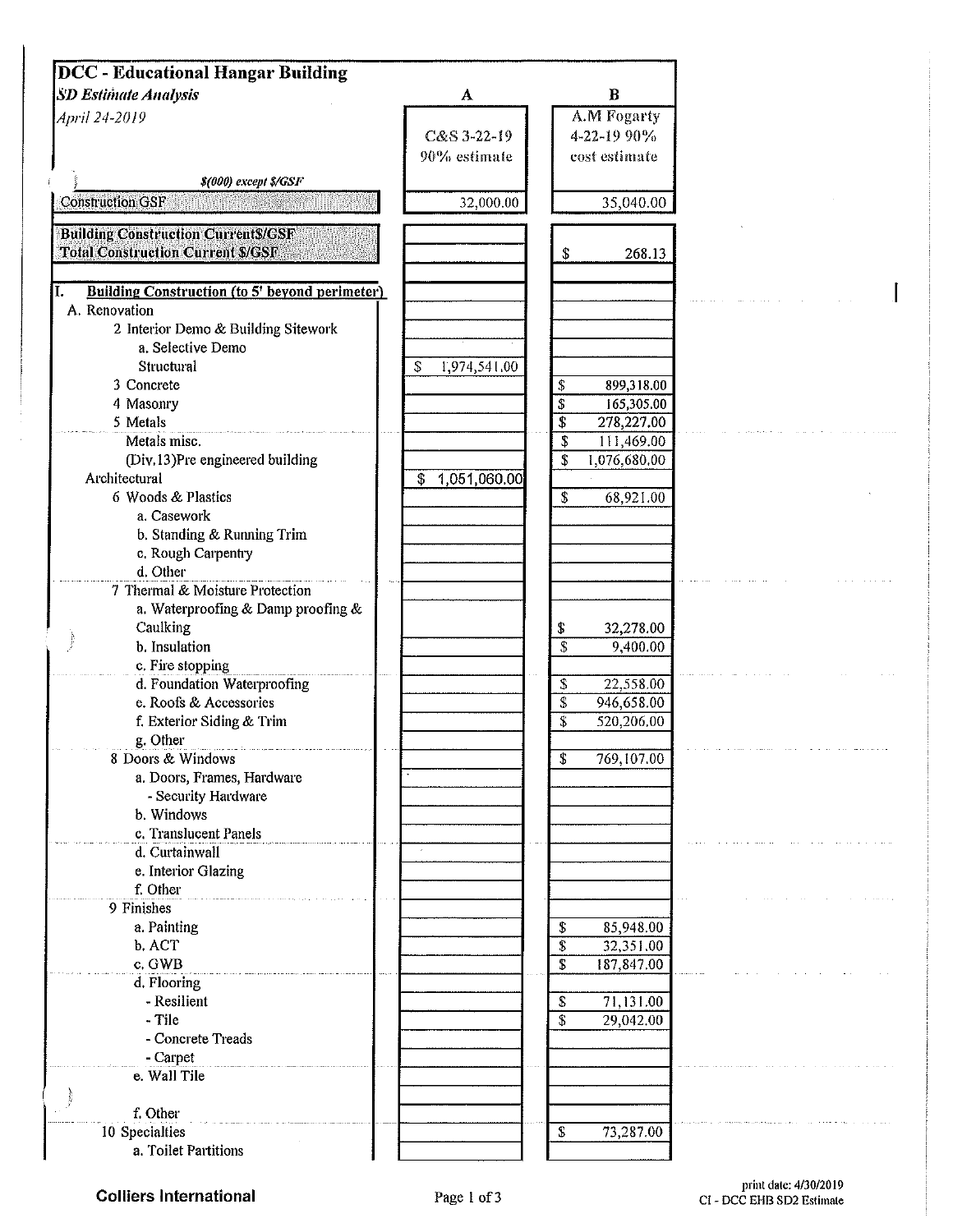# DCC - Educational Hangar Building

*SD Estimate Analysis*

*April 24-2019*

| *$(000) except $/GSF* | A | B |
|---|---|---|
| | C&S 3-22-19 90% estimate | A.M Fogarty 4-22-19 90% cost estimate |
| Construction GSF | 32,000.00 | 35,040.00 |
| **Building Construction Current$/GSF** | | |
| **Total Construction Current $/GSF** | | $ 268.13 |
| | | |
| **I. Building Construction (to 5' beyond perimeter)** | | |
| A. Renovation | | |
| 2 Interior Demo & Building Sitework | | |
| a. Selective Demo | | |
| Structural | $ 1,974,541.00 | |
| 3 Concrete | | $ 899,318.00 |
| 4 Masonry | | $ 165,305.00 |
| 5 Metals | | $ 278,227.00 |
| Metals misc. | | $ 111,469.00 |
| (Div.13)Pre engineered building | | $ 1,076,680.00 |
| Architectural | $ 1,051,060.00 | |
| 6 Woods & Plastics | | $ 68,921.00 |
| a. Casework | | |
| b. Standing & Running Trim | | |
| c. Rough Carpentry | | |
| d. Other | | |
| 7 Thermal & Moisture Protection | | |
| a. Waterproofing & Damp proofing & Caulking | | $ 32,278.00 |
| b. Insulation | | $ 9,400.00 |
| c. Fire stopping | | |
| d. Foundation Waterproofing | | $ 22,558.00 |
| e. Roofs & Accessories | | $ 946,658.00 |
| f. Exterior Siding & Trim | | $ 520,206.00 |
| g. Other | | |
| 8 Doors & Windows | | $ 769,107.00 |
| a. Doors, Frames, Hardware | | |
| - Security Hardware | | |
| b. Windows | | |
| c. Translucent Panels | | |
| d. Curtainwall | | |
| e. Interior Glazing | | |
| f. Other | | |
| 9 Finishes | | |
| a. Painting | | $ 85,948.00 |
| b. ACT | | $ 32,351.00 |
| c. GWB | | $ 187,847.00 |
| d. Flooring | | |
| - Resilient | | $ 71,131.00 |
| - Tile | | $ 29,042.00 |
| - Concrete Treads | | |
| - Carpet | | |
| e. Wall Tile | | |
| | | |
| f. Other | | |
| 10 Specialties | | $ 73,287.00 |
| a. Toilet Partitions | | |

Colliers International

print date: 4/30/2019
CI - DCC EHB SD2 Estimate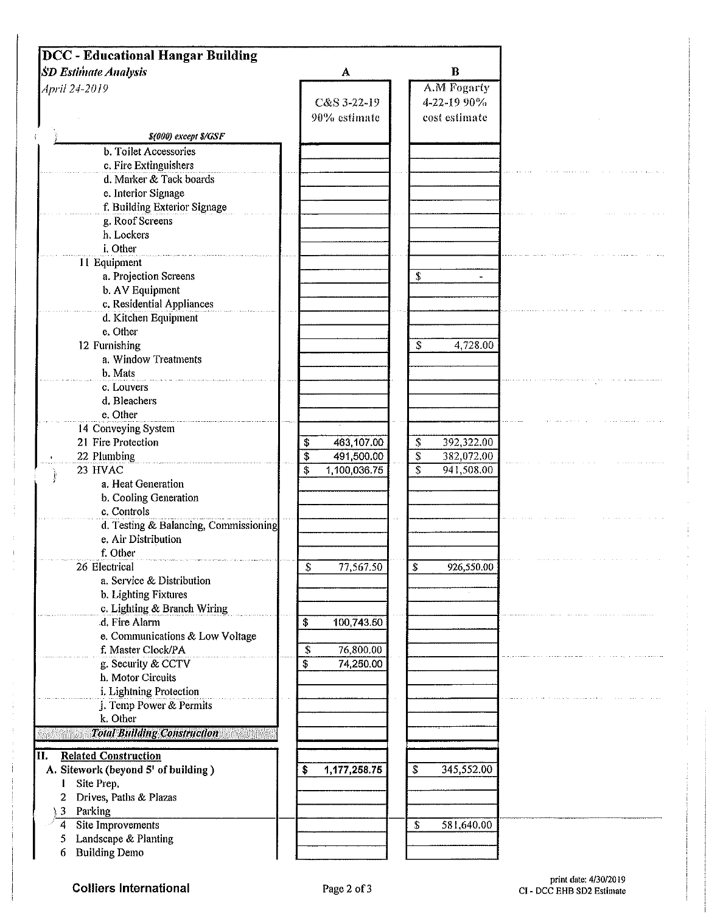# DCC - Educational Hangar Building

***SD Estimate Analysis***

*April 24-2019*

| *$(000) except $/GSF* | A<br>C&S 3-22-19<br>90% estimate | B<br>A.M Fogarty<br>4-22-19 90%<br>cost estimate |
|---|---|---|
| b. Toilet Accessories | | |
| c. Fire Extinguishers | | |
| d. Marker & Tack boards | | |
| e. Interior Signage | | |
| f. Building Exterior Signage | | |
| g. Roof Screens | | |
| h. Lockers | | |
| i. Other | | |
| 11 Equipment | | |
| a. Projection Screens | | $ - |
| b. AV Equipment | | |
| c. Residential Appliances | | |
| d. Kitchen Equipment | | |
| e. Other | | |
| 12 Furnishing | | $ 4,728.00 |
| a. Window Treatments | | |
| b. Mats | | |
| c. Louvers | | |
| d. Bleachers | | |
| e. Other | | |
| 14 Conveying System | | |
| 21 Fire Protection | $ 463,107.00 | $ 392,322.00 |
| 22 Plumbing | $ 491,500.00 | $ 382,072.00 |
| 23 HVAC | $ 1,100,036.75 | $ 941,508.00 |
| a. Heat Generation | | |
| b. Cooling Generation | | |
| c. Controls | | |
| d. Testing & Balancing, Commissioning | | |
| e. Air Distribution | | |
| f. Other | | |
| 26 Electrical | $ 77,567.50 | $ 926,550.00 |
| a. Service & Distribution | | |
| b. Lighting Fixtures | | |
| c. Lighting & Branch Wiring | | |
| d. Fire Alarm | $ 100,743.60 | |
| e. Communications & Low Voltage | | |
| f. Master Clock/PA | $ 76,800.00 | |
| g. Security & CCTV | $ 74,250.00 | |
| h. Motor Circuits | | |
| i. Lightning Protection | | |
| j. Temp Power & Permits | | |
| k. Other | | |
| ***Total Building Construction*** | | |
| **II. Related Construction** | | |
| **A. Sitework (beyond 5' of building )** | **$ 1,177,258.75** | $ 345,552.00 |
| 1 Site Prep. | | |
| 2 Drives, Paths & Plazas | | |
| 3 Parking | | |
| 4 Site Improvements | | $ 581,640.00 |
| 5 Landscape & Planting | | |
| 6 Building Demo | | |

**Colliers International**

print date: 4/30/2019
CI - DCC EHB SD2 Estimate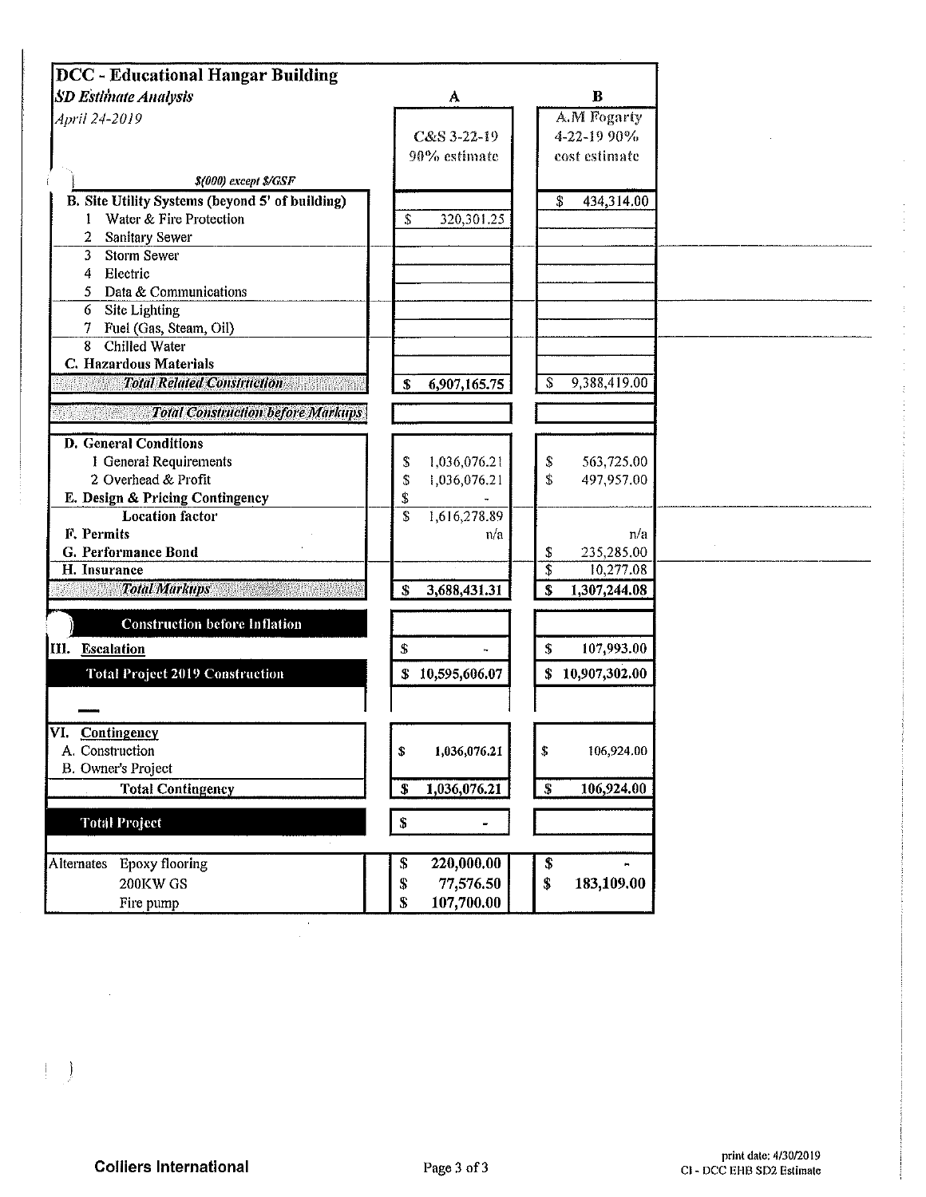# DCC - Educational Hangar Building

*SD Estimate Analysis*

*April 24-2019*

| *$(000) except $/GSF* | A<br>C&S 3-22-19<br>90% estimate | B<br>A.M Fogarty<br>4-22-19 90%<br>cost estimate |
|---|---|---|
| **B. Site Utility Systems (beyond 5' of building)** | | $ 434,314.00 |
| 1 Water & Fire Protection | $ 320,301.25 | |
| 2 Sanitary Sewer | | |
| 3 Storm Sewer | | |
| 4 Electric | | |
| 5 Data & Communications | | |
| 6 Site Lighting | | |
| 7 Fuel (Gas, Steam, Oil) | | |
| 8 Chilled Water | | |
| **C. Hazardous Materials** | | |
| ***Total Related Construction*** | **$ 6,907,165.75** | $ 9,388,419.00 |
| ***Total Construction before Markups*** | | |
| **D. General Conditions** | | |
| 1 General Requirements | $ 1,036,076.21 | $ 563,725.00 |
| 2 Overhead & Profit | $ 1,036,076.21 | $ 497,957.00 |
| **E. Design & Pricing Contingency** | $ - | |
| **Location factor** | $ 1,616,278.89 | |
| **F. Permits** | n/a | n/a |
| **G. Performance Bond** | | $ 235,285.00 |
| **H. Insurance** | | $ 10,277.08 |
| ***Total Markups*** | **$ 3,688,431.31** | **$ 1,307,244.08** |
| **Construction before Inflation** | | |
| **III. Escalation** | $ - | $ 107,993.00 |
| **Total Project 2019 Construction** | **$ 10,595,606.07** | **$ 10,907,302.00** |
| **VI. Contingency** | | |
| A. Construction | $ 1,036,076.21 | $ 106,924.00 |
| B. Owner's Project | | |
| **Total Contingency** | **$ 1,036,076.21** | **$ 106,924.00** |
| **Total Project** | $ - | |
| Alternates Epoxy flooring | **$ 220,000.00** | **$ -** |
| 200KW GS | **$ 77,576.50** | **$ 183,109.00** |
| Fire pump | **$ 107,700.00** | |

Colliers International

print date: 4/30/2019
CI - DCC EHB SD2 Estimate